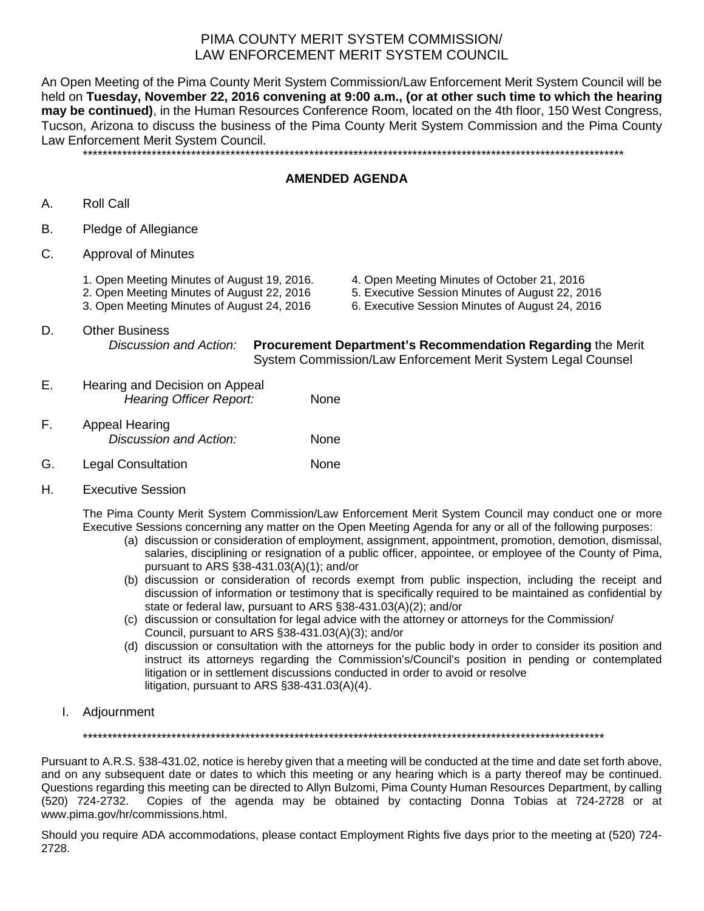# PIMA COUNTY MERIT SYSTEM COMMISSION/
# LAW ENFORCEMENT MERIT SYSTEM COUNCIL

An Open Meeting of the Pima County Merit System Commission/Law Enforcement Merit System Council will be held on **Tuesday, November 22, 2016 convening at 9:00 a.m., (or at other such time to which the hearing may be continued)**, in the Human Resources Conference Room, located on the 4th floor, 150 West Congress, Tucson, Arizona to discuss the business of the Pima County Merit System Commission and the Pima County Law Enforcement Merit System Council.

\*\*\*\*\*\*\*\*\*\*\*\*\*\*\*\*\*\*\*\*\*\*\*\*\*\*\*\*\*\*\*\*\*\*\*\*\*\*\*\*\*\*\*\*\*\*\*\*\*\*\*\*\*\*\*\*\*\*\*\*\*\*\*\*\*\*\*\*\*\*\*\*\*\*\*\*\*\*\*\*\*\*\*\*\*\*\*\*\*\*\*\*\*\*\*\*\*\*\*\*\*\*\*\*\*\*\*\*\*\*\*\*\*\*

## AMENDED AGENDA

A. Roll Call

B. Pledge of Allegiance

C. Approval of Minutes

1. Open Meeting Minutes of August 19, 2016.
2. Open Meeting Minutes of August 22, 2016
3. Open Meeting Minutes of August 24, 2016
4. Open Meeting Minutes of October 21, 2016
5. Executive Session Minutes of August 22, 2016
6. Executive Session Minutes of August 24, 2016

D. Other Business
*Discussion and Action:* **Procurement Department's Recommendation Regarding** the Merit System Commission/Law Enforcement Merit System Legal Counsel

E. Hearing and Decision on Appeal
*Hearing Officer Report:* None

F. Appeal Hearing
*Discussion and Action:* None

G. Legal Consultation None

H. Executive Session

The Pima County Merit System Commission/Law Enforcement Merit System Council may conduct one or more Executive Sessions concerning any matter on the Open Meeting Agenda for any or all of the following purposes:

(a) discussion or consideration of employment, assignment, appointment, promotion, demotion, dismissal, salaries, disciplining or resignation of a public officer, appointee, or employee of the County of Pima, pursuant to ARS §38-431.03(A)(1); and/or
(b) discussion or consideration of records exempt from public inspection, including the receipt and discussion of information or testimony that is specifically required to be maintained as confidential by state or federal law, pursuant to ARS §38-431.03(A)(2); and/or
(c) discussion or consultation for legal advice with the attorney or attorneys for the Commission/Council, pursuant to ARS §38-431.03(A)(3); and/or
(d) discussion or consultation with the attorneys for the public body in order to consider its position and instruct its attorneys regarding the Commission's/Council's position in pending or contemplated litigation or in settlement discussions conducted in order to avoid or resolve litigation, pursuant to ARS §38-431.03(A)(4).

I. Adjournment

\*\*\*\*\*\*\*\*\*\*\*\*\*\*\*\*\*\*\*\*\*\*\*\*\*\*\*\*\*\*\*\*\*\*\*\*\*\*\*\*\*\*\*\*\*\*\*\*\*\*\*\*\*\*\*\*\*\*\*\*\*\*\*\*\*\*\*\*\*\*\*\*\*\*\*\*\*\*\*\*\*\*\*\*\*\*\*\*\*\*\*\*\*\*\*\*\*\*\*\*\*\*\*\*\*\*\*\*\*\*

Pursuant to A.R.S. §38-431.02, notice is hereby given that a meeting will be conducted at the time and date set forth above, and on any subsequent date or dates to which this meeting or any hearing which is a party thereof may be continued. Questions regarding this meeting can be directed to Allyn Bulzomi, Pima County Human Resources Department, by calling (520) 724-2732. Copies of the agenda may be obtained by contacting Donna Tobias at 724-2728 or at www.pima.gov/hr/commissions.html.

Should you require ADA accommodations, please contact Employment Rights five days prior to the meeting at (520) 724-2728.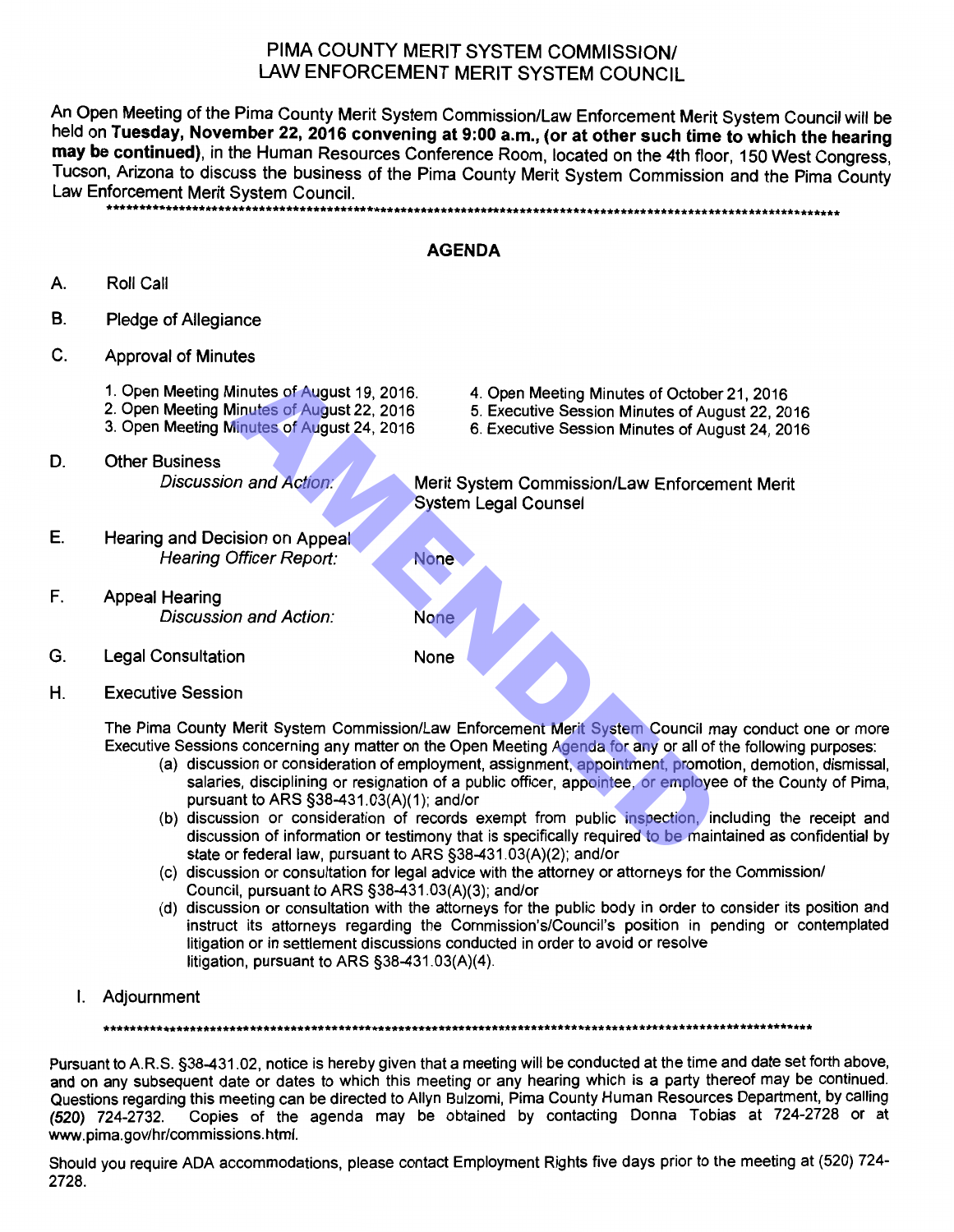# PIMA COUNTY MERIT SYSTEM COMMISSION/ LAW ENFORCEMENT MERIT SYSTEM COUNCIL

An Open Meeting of the Pima County Merit System Commission/Law Enforcement Merit System Council will be held on **Tuesday, November 22, 2016 convening at 9:00 a.m., (or at other such time to which the hearing may be continued)**, in the Human Resources Conference Room, located on the 4th floor, 150 West Congress, Tucson, Arizona to discuss the business of the Pima County Merit System Commission and the Pima County Law Enforcement Merit System Council.

\*\*\*\*\*\*\*\*\*\*\*\*\*\*\*\*\*\*\*\*\*\*\*\*\*\*\*\*\*\*\*\*\*\*\*\*\*\*\*\*\*\*\*\*\*\*\*\*\*\*\*\*\*\*\*\*\*\*\*\*\*\*\*\*\*\*\*\*\*\*\*\*\*\*\*\*\*\*\*\*\*\*\*\*\*\*\*\*\*\*\*\*\*\*\*\*\*\*\*\*\*\*\*\*\*\*\*\*

**AMENDED**

## AGENDA

A. Roll Call

B. Pledge of Allegiance

C. Approval of Minutes

1. Open Meeting Minutes of August 19, 2016.
2. Open Meeting Minutes of August 22, 2016
3. Open Meeting Minutes of August 24, 2016
4. Open Meeting Minutes of October 21, 2016
5. Executive Session Minutes of August 22, 2016
6. Executive Session Minutes of August 24, 2016

D. Other Business
*Discussion and Action:* Merit System Commission/Law Enforcement Merit System Legal Counsel

E. Hearing and Decision on Appeal
*Hearing Officer Report:* None

F. Appeal Hearing
*Discussion and Action:* None

G. Legal Consultation None

H. Executive Session

The Pima County Merit System Commission/Law Enforcement Merit System Council may conduct one or more Executive Sessions concerning any matter on the Open Meeting Agenda for any or all of the following purposes:

(a) discussion or consideration of employment, assignment, appointment, promotion, demotion, dismissal, salaries, disciplining or resignation of a public officer, appointee, or employee of the County of Pima, pursuant to ARS §38-431.03(A)(1); and/or

(b) discussion or consideration of records exempt from public inspection, including the receipt and discussion of information or testimony that is specifically required to be maintained as confidential by state or federal law, pursuant to ARS §38-431.03(A)(2); and/or

(c) discussion or consultation for legal advice with the attorney or attorneys for the Commission/ Council, pursuant to ARS §38-431.03(A)(3); and/or

(d) discussion or consultation with the attorneys for the public body in order to consider its position and instruct its attorneys regarding the Commission's/Council's position in pending or contemplated litigation or in settlement discussions conducted in order to avoid or resolve litigation, pursuant to ARS §38-431.03(A)(4).

I. Adjournment

\*\*\*\*\*\*\*\*\*\*\*\*\*\*\*\*\*\*\*\*\*\*\*\*\*\*\*\*\*\*\*\*\*\*\*\*\*\*\*\*\*\*\*\*\*\*\*\*\*\*\*\*\*\*\*\*\*\*\*\*\*\*\*\*\*\*\*\*\*\*\*\*\*\*\*\*\*\*\*\*\*\*\*\*\*\*\*\*\*\*\*\*\*\*\*\*\*\*\*\*\*\*\*\*\*\*\*\*

Pursuant to A.R.S. §38-431.02, notice is hereby given that a meeting will be conducted at the time and date set forth above, and on any subsequent date or dates to which this meeting or any hearing which is a party thereof may be continued. Questions regarding this meeting can be directed to Allyn Bulzomi, Pima County Human Resources Department, by calling (520) 724-2732. Copies of the agenda may be obtained by contacting Donna Tobias at 724-2728 or at www.pima.gov/hr/commissions.html.

Should you require ADA accommodations, please contact Employment Rights five days prior to the meeting at (520) 724-2728.